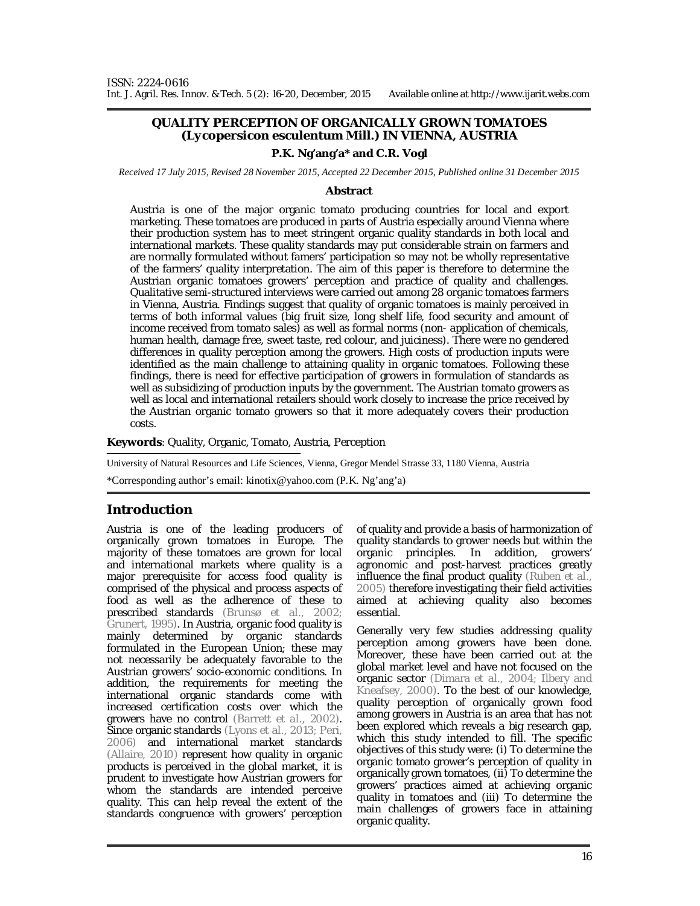ISSN: 2224-0616
Int. J. Agril. Res. Innov. & Tech. 5 (2): 16-20, December, 2015 Available online at http://www.ijarit.webs.com

# QUALITY PERCEPTION OF ORGANICALLY GROWN TOMATOES (*Lycopersicon esculentum* Mill.) IN VIENNA, AUSTRIA

**P.K. Ng'ang'a\* and C.R. Vogl**

*Received 17 July 2015, Revised 28 November 2015, Accepted 22 December 2015, Published online 31 December 2015*

## Abstract

Austria is one of the major organic tomato producing countries for local and export marketing. These tomatoes are produced in parts of Austria especially around Vienna where their production system has to meet stringent organic quality standards in both local and international markets. These quality standards may put considerable strain on farmers and are normally formulated without famers' participation so may not be wholly representative of the farmers' quality interpretation. The aim of this paper is therefore to determine the Austrian organic tomatoes growers' perception and practice of quality and challenges. Qualitative semi-structured interviews were carried out among 28 organic tomatoes farmers in Vienna, Austria. Findings suggest that quality of organic tomatoes is mainly perceived in terms of both informal values (big fruit size, long shelf life, food security and amount of income received from tomato sales) as well as formal norms (non- application of chemicals, human health, damage free, sweet taste, red colour, and juiciness). There were no gendered differences in quality perception among the growers. High costs of production inputs were identified as the main challenge to attaining quality in organic tomatoes. Following these findings, there is need for effective participation of growers in formulation of standards as well as subsidizing of production inputs by the government. The Austrian tomato growers as well as local and international retailers should work closely to increase the price received by the Austrian organic tomato growers so that it more adequately covers their production costs.

**Keywords**: Quality, Organic, Tomato, Austria, Perception

University of Natural Resources and Life Sciences, Vienna, Gregor Mendel Strasse 33, 1180 Vienna, Austria

\*Corresponding author's email: kinotix@yahoo.com (P.K. Ng'ang'a)

## Introduction

Austria is one of the leading producers of organically grown tomatoes in Europe. The majority of these tomatoes are grown for local and international markets where quality is a major prerequisite for access food quality is comprised of the physical and process aspects of food as well as the adherence of these to prescribed standards (Brunsø et al., 2002; Grunert, 1995). In Austria, organic food quality is mainly determined by organic standards formulated in the European Union; these may not necessarily be adequately favorable to the Austrian growers' socio-economic conditions. In addition, the requirements for meeting the international organic standards come with increased certification costs over which the growers have no control (Barrett et al., 2002). Since organic standards (Lyons et al., 2013; Peri, 2006) and international market standards (Allaire, 2010) represent how quality in organic products is perceived in the global market, it is prudent to investigate how Austrian growers for whom the standards are intended perceive quality. This can help reveal the extent of the standards congruence with growers' perception of quality and provide a basis of harmonization of quality standards to grower needs but within the organic principles. In addition, growers' agronomic and post-harvest practices greatly influence the final product quality (Ruben et al., 2005) therefore investigating their field activities aimed at achieving quality also becomes essential.

Generally very few studies addressing quality perception among growers have been done. Moreover, these have been carried out at the global market level and have not focused on the organic sector (Dimara et al., 2004; Ilbery and Kneafsey, 2000). To the best of our knowledge, quality perception of organically grown food among growers in Austria is an area that has not been explored which reveals a big research gap, which this study intended to fill. The specific objectives of this study were: (i) To determine the organic tomato grower's perception of quality in organically grown tomatoes, (ii) To determine the growers' practices aimed at achieving organic quality in tomatoes and (iii) To determine the main challenges of growers face in attaining organic quality.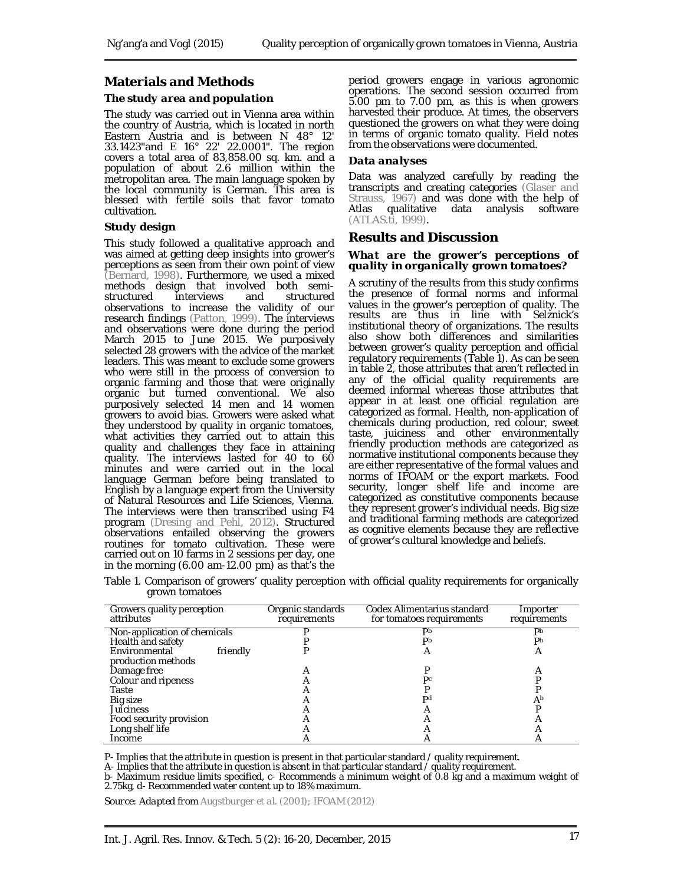## Materials and Methods

### The study area and population

The study was carried out in Vienna area within the country of Austria, which is located in north Eastern Austria and is between N 48° 12' 33.1423"and E 16° 22' 22.0001". The region covers a total area of 83,858.00 sq. km. and a population of about 2.6 million within the metropolitan area. The main language spoken by the local community is German. This area is blessed with fertile soils that favor tomato cultivation.

### Study design

This study followed a qualitative approach and was aimed at getting deep insights into grower's perceptions as seen from their own point of view (Bernard, 1998). Furthermore, we used a mixed methods design that involved both semi-structured interviews and structured observations to increase the validity of our research findings (Patton, 1999). The interviews and observations were done during the period March 2015 to June 2015. We purposively selected 28 growers with the advice of the market leaders. This was meant to exclude some growers who were still in the process of conversion to organic farming and those that were originally organic but turned conventional. We also purposively selected 14 men and 14 women growers to avoid bias. Growers were asked what they understood by quality in organic tomatoes, what activities they carried out to attain this quality and challenges they face in attaining quality. The interviews lasted for 40 to 60 minutes and were carried out in the local language German before being translated to English by a language expert from the University of Natural Resources and Life Sciences, Vienna. The interviews were then transcribed using F4 program (Dresing and Pehl, 2012). Structured observations entailed observing the growers routines for tomato cultivation. These were carried out on 10 farms in 2 sessions per day, one in the morning (6.00 am-12.00 pm) as that's the period growers engage in various agronomic operations. The second session occurred from 5.00 pm to 7.00 pm, as this is when growers harvested their produce. At times, the observers questioned the growers on what they were doing in terms of organic tomato quality. Field notes from the observations were documented.

### Data analyses

Data was analyzed carefully by reading the transcripts and creating categories (Glaser and Strauss, 1967) and was done with the help of Atlas qualitative data analysis software (ATLAS.ti, 1999).

## Results and Discussion

### What are the grower's perceptions of quality in organically grown tomatoes?

A scrutiny of the results from this study confirms the presence of formal norms and informal values in the grower's perception of quality. The results are thus in line with Selznick's institutional theory of organizations. The results also show both differences and similarities between grower's quality perception and official regulatory requirements (Table 1). As can be seen in table 2, those attributes that aren't reflected in any of the official quality requirements are deemed informal whereas those attributes that appear in at least one official regulation are categorized as formal. Health, non-application of chemicals during production, red colour, sweet taste, juiciness and other environmentally friendly production methods are categorized as normative institutional components because they are either representative of the formal values and norms of IFOAM or the export markets. Food security, longer shelf life and income are categorized as constitutive components because they represent grower's individual needs. Big size and traditional farming methods are categorized as cognitive elements because they are reflective of grower's cultural knowledge and beliefs.

Table 1. Comparison of growers' quality perception with official quality requirements for organically grown tomatoes

| Growers quality perception attributes | Organic standards requirements | Codex Alimentarius standard for tomatoes requirements | Importer requirements |
|---|---|---|---|
| Non-application of chemicals | P | P[b] | P[b] |
| Health and safety | P | P[b] | P[b] |
| Environmental friendly production methods | P | A | A |
| Damage free | A | P | A |
| Colour and ripeness | A | P[c] | P |
| Taste | A | P | P |
| Big size | A | P[d] | A[b] |
| Juiciness | A | A | P |
| Food security provision | A | A | A |
| Long shelf life | A | A | A |
| Income | A | A | A |

P- Implies that the attribute in question is present in that particular standard / quality requirement.

A- Implies that the attribute in question is absent in that particular standard / quality requirement.

b- Maximum residue limits specified, c- Recommends a minimum weight of 0.8 kg and a maximum weight of 2.75kg, d- Recommended water content up to 18% maximum.

*Source: Adapted from Augstburger et al. (2001); IFOAM (2012)*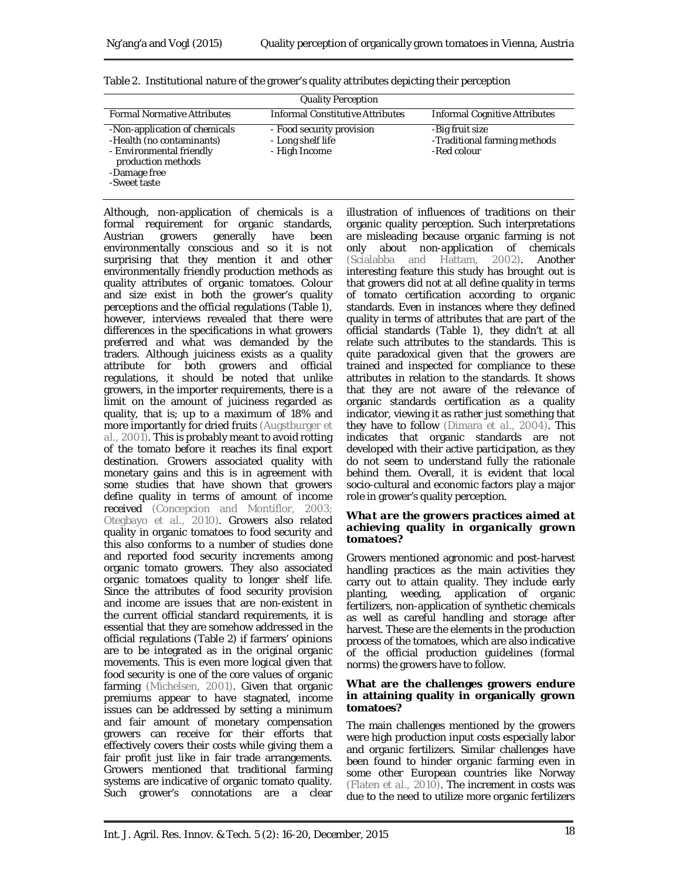Table 2. Institutional nature of the grower's quality attributes depicting their perception

| Quality Perception | | |
|---|---|---|
| Formal Normative Attributes | Informal Constitutive Attributes | Informal Cognitive Attributes |
| -Non-application of chemicals<br>-Health (no contaminants)<br>- Environmental friendly production methods<br>-Damage free<br>-Sweet taste | - Food security provision<br>- Long shelf life<br>- High Income | -Big fruit size<br>-Traditional farming methods<br>-Red colour |

Although, non-application of chemicals is a formal requirement for organic standards, Austrian growers generally have been environmentally conscious and so it is not surprising that they mention it and other environmentally friendly production methods as quality attributes of organic tomatoes. Colour and size exist in both the grower's quality perceptions and the official regulations (Table 1), however, interviews revealed that there were differences in the specifications in what growers preferred and what was demanded by the traders. Although juiciness exists as a quality attribute for both growers and official regulations, it should be noted that unlike growers, in the importer requirements, there is a limit on the amount of juiciness regarded as quality, that is; up to a maximum of 18% and more importantly for dried fruits (Augstburger et al., 2001). This is probably meant to avoid rotting of the tomato before it reaches its final export destination. Growers associated quality with monetary gains and this is in agreement with some studies that have shown that growers define quality in terms of amount of income received (Concepcion and Montiflor, 2003; Otegbayo et al., 2010). Growers also related quality in organic tomatoes to food security and this also conforms to a number of studies done and reported food security increments among organic tomato growers. They also associated organic tomatoes quality to longer shelf life. Since the attributes of food security provision and income are issues that are non-existent in the current official standard requirements, it is essential that they are somehow addressed in the official regulations (Table 2) if farmers' opinions are to be integrated as in the original organic movements. This is even more logical given that food security is one of the core values of organic farming (Michelsen, 2001). Given that organic premiums appear to have stagnated, income issues can be addressed by setting a minimum and fair amount of monetary compensation growers can receive for their efforts that effectively covers their costs while giving them a fair profit just like in fair trade arrangements. Growers mentioned that traditional farming systems are indicative of organic tomato quality. Such grower's connotations are a clear illustration of influences of traditions on their organic quality perception. Such interpretations are misleading because organic farming is not only about non-application of chemicals (Scialabba and Hattam, 2002). Another interesting feature this study has brought out is that growers did not at all define quality in terms of tomato certification according to organic standards. Even in instances where they defined quality in terms of attributes that are part of the official standards (Table 1), they didn't at all relate such attributes to the standards. This is quite paradoxical given that the growers are trained and inspected for compliance to these attributes in relation to the standards. It shows that they are not aware of the relevance of organic standards certification as a quality indicator, viewing it as rather just something that they have to follow (Dimara et al., 2004). This indicates that organic standards are not developed with their active participation, as they do not seem to understand fully the rationale behind them. Overall, it is evident that local socio-cultural and economic factors play a major role in grower's quality perception.

### *What are the growers practices aimed at achieving quality in organically grown tomatoes?*

Growers mentioned agronomic and post-harvest handling practices as the main activities they carry out to attain quality. They include early planting, weeding, application of organic fertilizers, non-application of synthetic chemicals as well as careful handling and storage after harvest. These are the elements in the production process of the tomatoes, which are also indicative of the official production guidelines (formal norms) the growers have to follow.

### What are the challenges growers endure in attaining quality in organically grown tomatoes?

The main challenges mentioned by the growers were high production input costs especially labor and organic fertilizers. Similar challenges have been found to hinder organic farming even in some other European countries like Norway (Flaten et al., 2010). The increment in costs was due to the need to utilize more organic fertilizers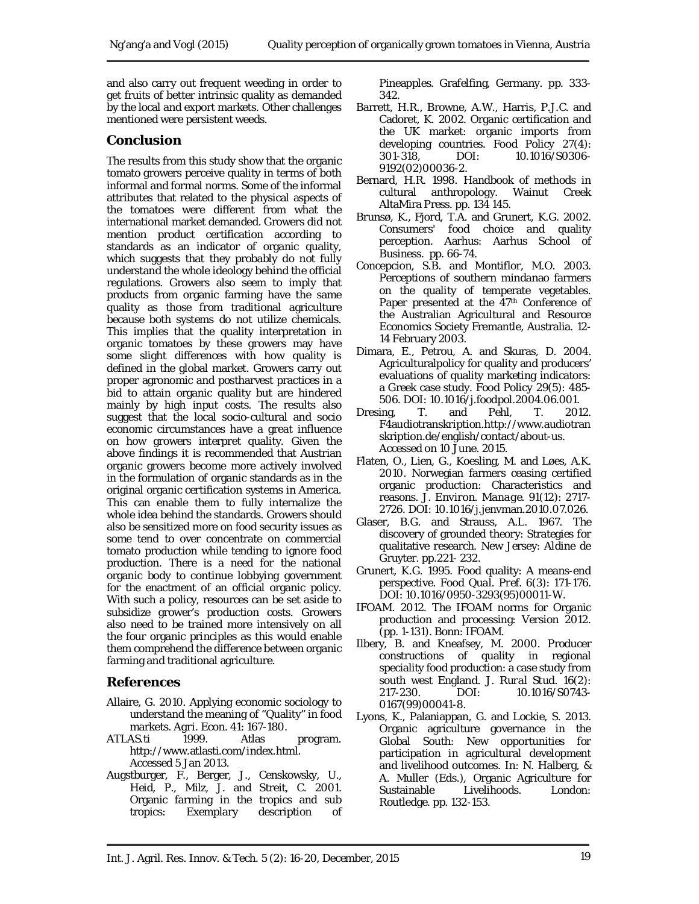and also carry out frequent weeding in order to get fruits of better intrinsic quality as demanded by the local and export markets. Other challenges mentioned were persistent weeds.

## Conclusion

The results from this study show that the organic tomato growers perceive quality in terms of both informal and formal norms. Some of the informal attributes that related to the physical aspects of the tomatoes were different from what the international market demanded. Growers did not mention product certification according to standards as an indicator of organic quality, which suggests that they probably do not fully understand the whole ideology behind the official regulations. Growers also seem to imply that products from organic farming have the same quality as those from traditional agriculture because both systems do not utilize chemicals. This implies that the quality interpretation in organic tomatoes by these growers may have some slight differences with how quality is defined in the global market. Growers carry out proper agronomic and postharvest practices in a bid to attain organic quality but are hindered mainly by high input costs. The results also suggest that the local socio-cultural and socio economic circumstances have a great influence on how growers interpret quality. Given the above findings it is recommended that Austrian organic growers become more actively involved in the formulation of organic standards as in the original organic certification systems in America. This can enable them to fully internalize the whole idea behind the standards. Growers should also be sensitized more on food security issues as some tend to over concentrate on commercial tomato production while tending to ignore food production. There is a need for the national organic body to continue lobbying government for the enactment of an official organic policy. With such a policy, resources can be set aside to subsidize grower's production costs. Growers also need to be trained more intensively on all the four organic principles as this would enable them comprehend the difference between organic farming and traditional agriculture.

## References

- Allaire, G. 2010. Applying economic sociology to understand the meaning of "Quality" in food markets. *Agri. Econ.* 41: 167-180.
- ATLAS.ti 1999. Atlas program. http://www.atlasti.com/index.html. Accessed 5 Jan 2013.
- Augstburger, F., Berger, J., Censkowsky, U., Heid, P., Milz, J. and Streit, C. 2001. Organic farming in the tropics and sub tropics: Exemplary description of Pineapples. Grafelfing, Germany. pp. 333-342.
- Barrett, H.R., Browne, A.W., Harris, P.J.C. and Cadoret, K. 2002. Organic certification and the UK market: organic imports from developing countries. *Food Policy* 27(4): 301-318, DOI: 10.1016/S0306-9192(02)00036-2.
- Bernard, H.R. 1998. Handbook of methods in cultural anthropology. Wainut Creek AltaMira Press. pp. 134 145.
- Brunsø, K., Fjord, T.A. and Grunert, K.G. 2002. Consumers' food choice and quality perception. Aarhus: Aarhus School of Business. pp. 66-74.
- Concepcion, S.B. and Montiflor, M.O. 2003. Perceptions of southern mindanao farmers on the quality of temperate vegetables. Paper presented at the 47th Conference of the Australian Agricultural and Resource Economics Society Fremantle, Australia. 12-14 February 2003.
- Dimara, E., Petrou, A. and Skuras, D. 2004. Agriculturalpolicy for quality and producers' evaluations of quality marketing indicators: a Greek case study. *Food Policy* 29(5): 485-506. DOI: 10.1016/j.foodpol.2004.06.001.
- Dresing, T. and Pehl, T. 2012. F4audiotranskription.http://www.audiotranskription.de/english/contact/about-us. Accessed on 10 June. 2015.
- Flaten, O., Lien, G., Koesling, M. and Løes, A.K. 2010. Norwegian farmers ceasing certified organic production: Characteristics and reasons. *J. Environ. Manage.* 91(12): 2717-2726. DOI: 10.1016/j.jenvman.2010.07.026.
- Glaser, B.G. and Strauss, A.L. 1967. The discovery of grounded theory: Strategies for qualitative research. New Jersey: Aldine de Gruyter. pp.221- 232.
- Grunert, K.G. 1995. Food quality: A means-end perspective. *Food Qual. Pref.* 6(3): 171-176. DOI: 10.1016/0950-3293(95)00011-W.
- IFOAM. 2012. The IFOAM norms for Organic production and processing: Version 2012. (pp. 1-131). Bonn: IFOAM.
- Ilbery, B. and Kneafsey, M. 2000. Producer constructions of quality in regional speciality food production: a case study from south west England. *J. Rural Stud.* 16(2): 217-230. DOI: 10.1016/S0743-0167(99)00041-8.
- Lyons, K., Palaniappan, G. and Lockie, S. 2013. Organic agriculture governance in the Global South: New opportunities for participation in agricultural development and livelihood outcomes. In: N. Halberg, & A. Muller (Eds.), Organic Agriculture for Sustainable Livelihoods. London: Routledge. pp. 132-153.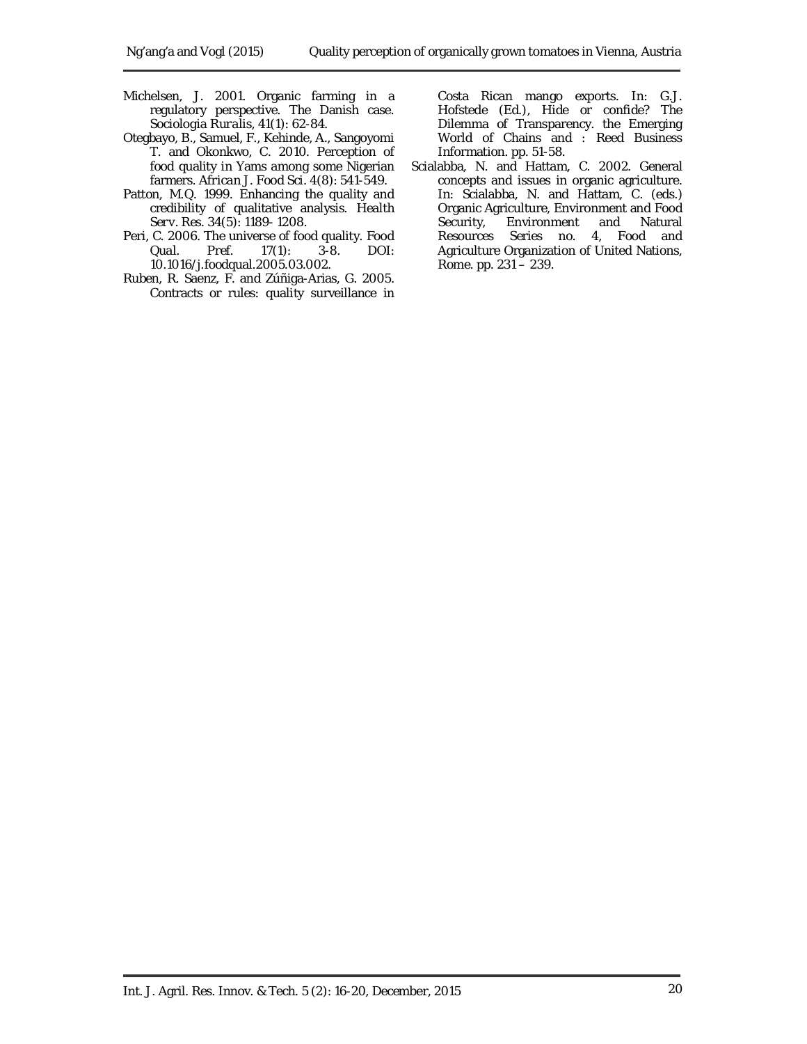Michelsen, J. 2001. Organic farming in a regulatory perspective. The Danish case. *Sociologia Ruralis*, 41(1): 62-84.

Otegbayo, B., Samuel, F., Kehinde, A., Sangoyomi T. and Okonkwo, C. 2010. Perception of food quality in Yams among some Nigerian farmers. *African J. Food Sci.* 4(8): 541-549.

Patton, M.Q. 1999. Enhancing the quality and credibility of qualitative analysis. Health Serv. Res. 34(5): 1189- 1208.

Peri, C. 2006. The universe of food quality. Food Qual. Pref. 17(1): 3-8. DOI: 10.1016/j.foodqual.2005.03.002.

Ruben, R. Saenz, F. and Zúñiga-Arias, G. 2005. Contracts or rules: quality surveillance in Costa Rican mango exports. In: G.J. Hofstede (Ed.), Hide or confide? The Dilemma of Transparency. the Emerging World of Chains and : Reed Business Information. pp. 51-58.

Scialabba, N. and Hattam, C. 2002. General concepts and issues in organic agriculture. In: Scialabba, N. and Hattam, C. (eds.) Organic Agriculture, Environment and Food Security, Environment and Natural Resources Series no. 4, Food and Agriculture Organization of United Nations, Rome. pp. 231 – 239.